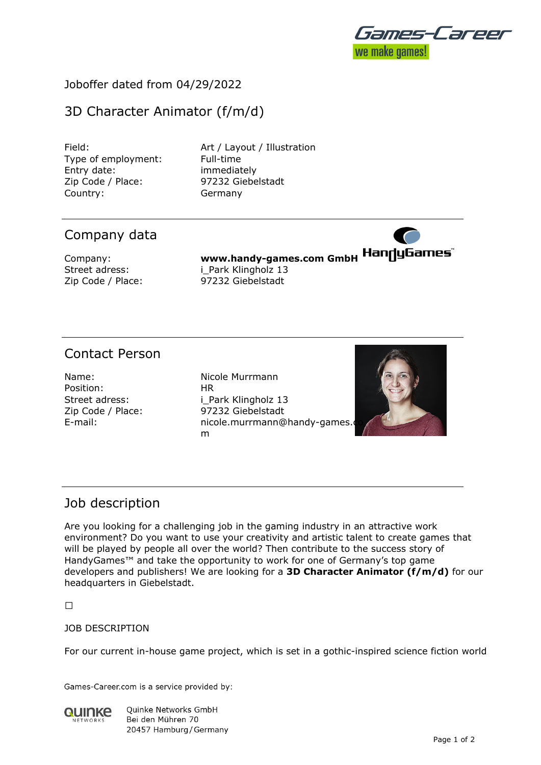Joboffer dated from 04/29/2022

# 3D Character Animator (f/m/d)

| | |
|---|---|
| Field: | Art / Layout / Illustration |
| Type of employment: | Full-time |
| Entry date: | immediately |
| Zip Code / Place: | 97232 Giebelstadt |
| Country: | Germany |

## Company data

| | |
|---|---|
| Company: | **www.handy-games.com GmbH** |
| Street adress: | i_Park Klingholz 13 |
| Zip Code / Place: | 97232 Giebelstadt |

## Contact Person

| | |
|---|---|
| Name: | Nicole Murrmann |
| Position: | HR |
| Street adress: | i_Park Klingholz 13 |
| Zip Code / Place: | 97232 Giebelstadt |
| E-mail: | nicole.murrmann@handy-games.com |

## Job description

Are you looking for a challenging job in the gaming industry in an attractive work environment? Do you want to use your creativity and artistic talent to create games that will be played by people all over the world? Then contribute to the success story of HandyGames™ and take the opportunity to work for one of Germany's top game developers and publishers! We are looking for a **3D Character Animator (f/m/d)** for our headquarters in Giebelstadt.

☐

JOB DESCRIPTION

For our current in-house game project, which is set in a gothic-inspired science fiction world

Games-Career.com is a service provided by:

Quinke Networks GmbH
Bei den Mühren 70
20457 Hamburg / Germany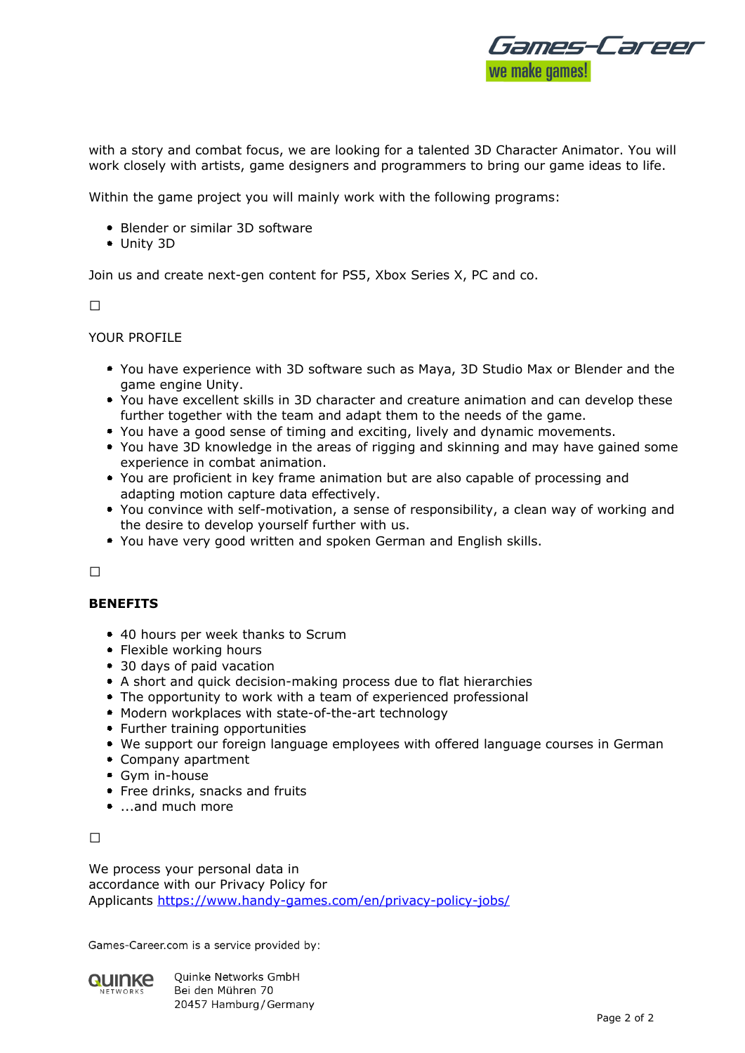with a story and combat focus, we are looking for a talented 3D Character Animator. You will work closely with artists, game designers and programmers to bring our game ideas to life.

Within the game project you will mainly work with the following programs:

- Blender or similar 3D software
- Unity 3D

Join us and create next-gen content for PS5, Xbox Series X, PC and co.

☐

YOUR PROFILE

- You have experience with 3D software such as Maya, 3D Studio Max or Blender and the game engine Unity.
- You have excellent skills in 3D character and creature animation and can develop these further together with the team and adapt them to the needs of the game.
- You have a good sense of timing and exciting, lively and dynamic movements.
- You have 3D knowledge in the areas of rigging and skinning and may have gained some experience in combat animation.
- You are proficient in key frame animation but are also capable of processing and adapting motion capture data effectively.
- You convince with self-motivation, a sense of responsibility, a clean way of working and the desire to develop yourself further with us.
- You have very good written and spoken German and English skills.

☐

**BENEFITS**

- 40 hours per week thanks to Scrum
- Flexible working hours
- 30 days of paid vacation
- A short and quick decision-making process due to flat hierarchies
- The opportunity to work with a team of experienced professional
- Modern workplaces with state-of-the-art technology
- Further training opportunities
- We support our foreign language employees with offered language courses in German
- Company apartment
- Gym in-house
- Free drinks, snacks and fruits
- ...and much more

☐

We process your personal data in accordance with our Privacy Policy for Applicants https://www.handy-games.com/en/privacy-policy-jobs/